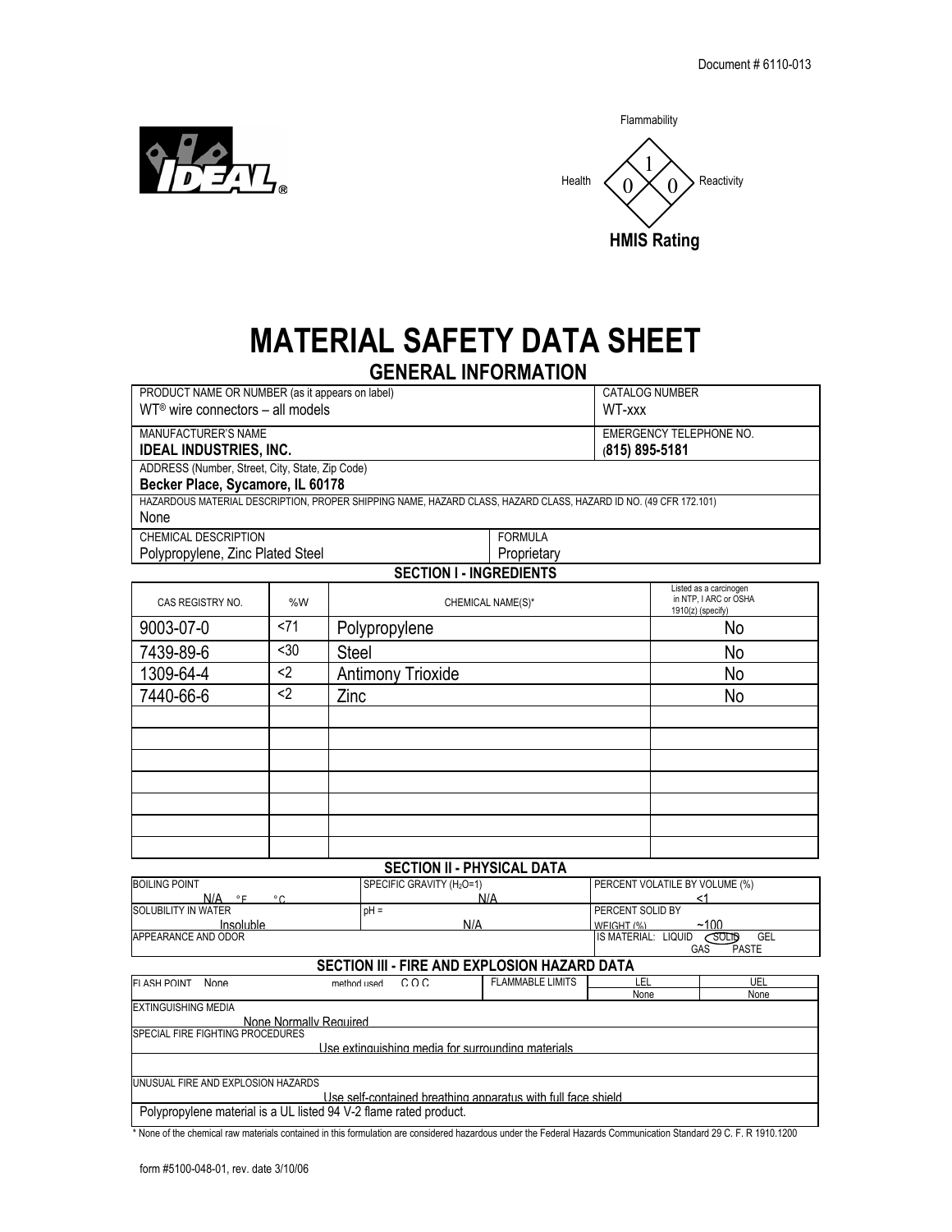Document # 6110-013

IDEAL®

**HMIS Rating**

| Flammability | Health | Reactivity |
|---|---|---|
| 1 | 0 | 0 |

# MATERIAL SAFETY DATA SHEET

## GENERAL INFORMATION

| PRODUCT NAME OR NUMBER (as it appears on label) | CATALOG NUMBER |
|---|---|
| WT® wire connectors – all models | WT-xxx |
| MANUFACTURER'S NAME **IDEAL INDUSTRIES, INC.** | EMERGENCY TELEPHONE NO. **(815) 895-5181** |

ADDRESS (Number, Street, City, State, Zip Code)
**Becker Place, Sycamore, IL 60178**

HAZARDOUS MATERIAL DESCRIPTION, PROPER SHIPPING NAME, HAZARD CLASS, HAZARD CLASS, HAZARD ID NO. (49 CFR 172.101)
None

| CHEMICAL DESCRIPTION | FORMULA |
|---|---|
| Polypropylene, Zinc Plated Steel | Proprietary |

## SECTION I - INGREDIENTS

| CAS REGISTRY NO. | %W | CHEMICAL NAME(S)* | Listed as a carcinogen in NTP, I ARC or OSHA 1910(z) (specify) |
|---|---|---|---|
| 9003-07-0 | <71 | Polypropylene | No |
| 7439-89-6 | <30 | Steel | No |
| 1309-64-4 | <2 | Antimony Trioxide | No |
| 7440-66-6 | <2 | Zinc | No |
| | | | |
| | | | |
| | | | |
| | | | |
| | | | |
| | | | |
| | | | |

## SECTION II - PHYSICAL DATA

| BOILING POINT | SPECIFIC GRAVITY ($H_2O$=1) | PERCENT VOLATILE BY VOLUME (%) |
|---|---|---|
| N/A °F °C | N/A | <1 |
| SOLUBILITY IN WATER | pH = | PERCENT SOLID BY WEIGHT (%) |
| Insoluble | N/A | ~100 |
| APPEARANCE AND ODOR | | IS MATERIAL: LIQUID (SOLID) GEL GAS PASTE |

## SECTION III - FIRE AND EXPLOSION HAZARD DATA

| FLASH POINT | method used | FLAMMABLE LIMITS | LEL | UEL |
|---|---|---|---|---|
| None | C.O.C. | | None | None |

EXTINGUISHING MEDIA
None Normally Required

SPECIAL FIRE FIGHTING PROCEDURES
Use extinguishing media for surrounding materials

UNUSUAL FIRE AND EXPLOSION HAZARDS
Use self-contained breathing apparatus with full face shield

Polypropylene material is a UL listed 94 V-2 flame rated product.

* None of the chemical raw materials contained in this formulation are considered hazardous under the Federal Hazards Communication Standard 29 C. F. R 1910.1200

form #5100-048-01, rev. date 3/10/06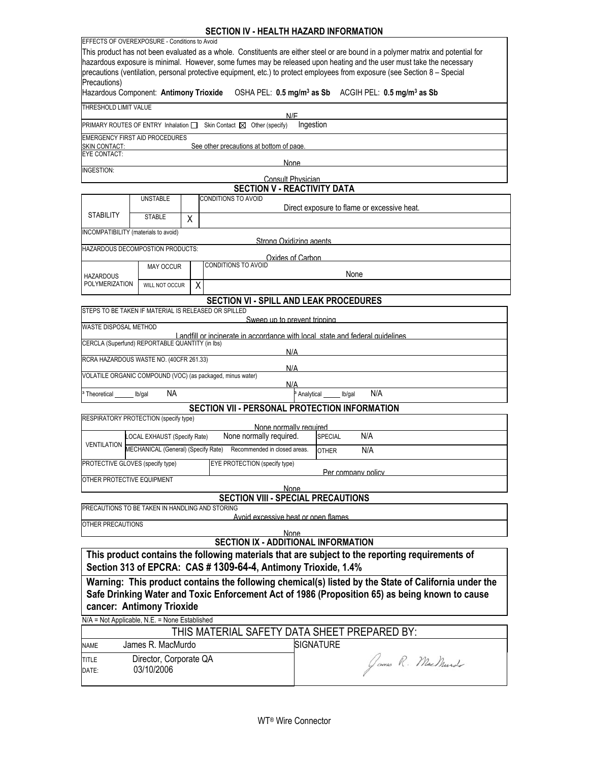## SECTION IV - HEALTH HAZARD INFORMATION

EFFECTS OF OVEREXPOSURE - Conditions to Avoid

This product has not been evaluated as a whole. Constituents are either steel or are bound in a polymer matrix and potential for hazardous exposure is minimal. However, some fumes may be released upon heating and the user must take the necessary precautions (ventilation, personal protective equipment, etc.) to protect employees from exposure (see Section 8 – Special Precautions)

Hazardous Component: **Antimony Trioxide** OSHA PEL: **0.5 mg/m$^3$ as Sb** ACGIH PEL: **0.5 mg/m$^3$ as Sb**

THRESHOLD LIMIT VALUE: N/E

PRIMARY ROUTES OF ENTRY Inhalation ☐ Skin Contact ☒ Other (specify) Ingestion

EMERGENCY FIRST AID PROCEDURES

SKIN CONTACT: See other precautions at bottom of page.

EYE CONTACT: None

INGESTION: Consult Physician

## SECTION V - REACTIVITY DATA

| | | | |
|---|---|---|---|
| STABILITY | UNSTABLE | | CONDITIONS TO AVOID: Direct exposure to flame or excessive heat. |
| | STABLE | X | |
| INCOMPATIBILITY (materials to avoid) | Strong Oxidizing agents | | |
| HAZARDOUS DECOMPOSTION PRODUCTS: | Oxides of Carbon | | |
| HAZARDOUS POLYMERIZATION | MAY OCCUR | | CONDITIONS TO AVOID: None |
| | WILL NOT OCCUR | X | |

## SECTION VI - SPILL AND LEAK PROCEDURES

STEPS TO BE TAKEN IF MATERIAL IS RELEASED OR SPILLED: Sweep up to prevent tripping

WASTE DISPOSAL METHOD: Landfill or incinerate in accordance with local, state and federal guidelines

CERCLA (Superfund) REPORTABLE QUANTITY (in lbs): N/A

RCRA HAZARDOUS WASTE NO. (40CFR 261.33): N/A

VOLATILE ORGANIC COMPOUND (VOC) (as packaged, minus water): N/A

³ Theoretical ______ lb/gal NA ³ Analytical _____ lb/gal N/A

## SECTION VII - PERSONAL PROTECTION INFORMATION

RESPIRATORY PROTECTION (specify type): None normally required

| | | | | |
|---|---|---|---|---|
| VENTILATION | LOCAL EXHAUST (Specify Rate) | None normally required. | SPECIAL | N/A |
| | MECHANICAL (General) (Specify Rate) | Recommended in closed areas. | OTHER | N/A |

PROTECTIVE GLOVES (specify type) EYE PROTECTION (specify type): Per company policy

OTHER PROTECTIVE EQUIPMENT: None

## SECTION VIII - SPECIAL PRECAUTIONS

PRECAUTIONS TO BE TAKEN IN HANDLING AND STORING: Avoid excessive heat or open flames

OTHER PRECAUTIONS: None

## SECTION IX - ADDITIONAL INFORMATION

**This product contains the following materials that are subject to the reporting requirements of Section 313 of EPCRA: CAS # 1309-64-4, Antimony Trioxide, 1.4%**

**Warning: This product contains the following chemical(s) listed by the State of California under the Safe Drinking Water and Toxic Enforcement Act of 1986 (Proposition 65) as being known to cause cancer: Antimony Trioxide**

N/A = Not Applicable, N.E. = None Established

THIS MATERIAL SAFETY DATA SHEET PREPARED BY:

| | | |
|---|---|---|
| NAME | James R. MacMurdo | SIGNATURE |
| TITLE | Director, Corporate QA | James R. MacMurdo |
| DATE: | 03/10/2006 | |

WT® Wire Connector